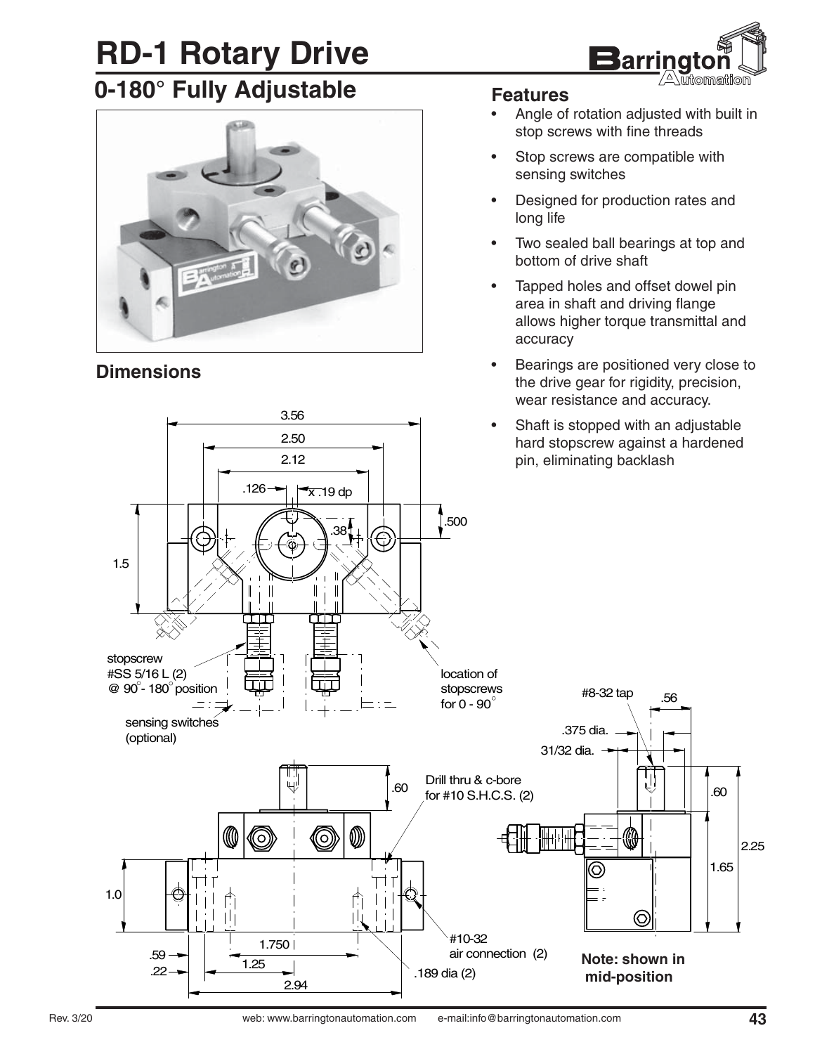# RD-1 Rotary Drive

## 0-180° Fully Adjustable

### Features

- Angle of rotation adjusted with built in stop screws with fine threads
- Stop screws are compatible with sensing switches
- Designed for production rates and long life
- Two sealed ball bearings at top and bottom of drive shaft
- Tapped holes and offset dowel pin area in shaft and driving flange allows higher torque transmittal and accuracy
- Bearings are positioned very close to the drive gear for rigidity, precision, wear resistance and accuracy.
- Shaft is stopped with an adjustable hard stopscrew against a hardened pin, eliminating backlash

### Dimensions

3.56
2.50
2.12
.126
x .19 dp
.500
.38
1.5

stopscrew
#SS 5/16 L (2)
@ 90°- 180° position

location of stopscrews for 0 - 90°

sensing switches (optional)

#8-32 tap
.56
.375 dia.
31/32 dia.

.60
Drill thru & c-bore for #10 S.H.C.S. (2)

1.0
.60
2.25
1.65

#10-32 air connection (2)

1.750
.59
1.25
.22
.189 dia (2)
2.94

**Note: shown in mid-position**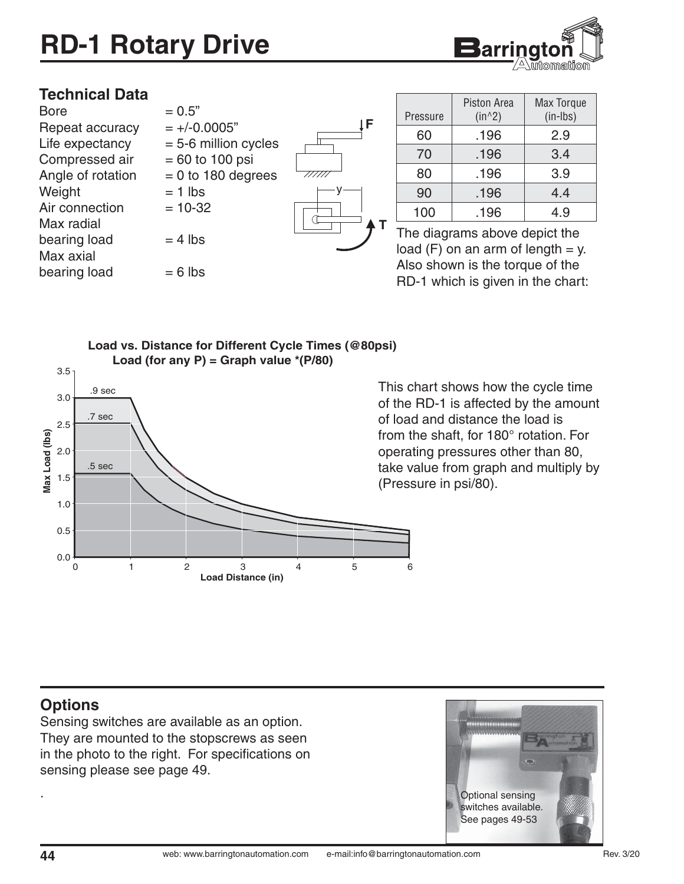# RD-1 Rotary Drive

## Technical Data

| | |
|---|---|
| Bore | = 0.5” |
| Repeat accuracy | = +/-0.0005” |
| Life expectancy | = 5-6 million cycles |
| Compressed air | = 60 to 100 psi |
| Angle of rotation | = 0 to 180 degrees |
| Weight | = 1 lbs |
| Air connection | = 10-32 |
| Max radial bearing load | = 4 lbs |
| Max axial bearing load | = 6 lbs |

F

y

T

| Pressure | Piston Area (in^2) | Max Torque (in-lbs) |
|---|---|---|
| 60 | .196 | 2.9 |
| 70 | .196 | 3.4 |
| 80 | .196 | 3.9 |
| 90 | .196 | 4.4 |
| 100 | .196 | 4.9 |

The diagrams above depict the load (F) on an arm of length = y. Also shown is the torque of the RD-1 which is given in the chart:

**Load vs. Distance for Different Cycle Times (@80psi)**
**Load (for any P) = Graph value *(P/80)**

Max Load (lbs)

3.5
3.0
2.5
2.0
1.5
1.0
0.5
0.0

.9 sec
.7 sec
.5 sec

0 1 2 3 4 5 6

Load Distance (in)

This chart shows how the cycle time of the RD-1 is affected by the amount of load and distance the load is from the shaft, for 180° rotation. For operating pressures other than 80, take value from graph and multiply by (Pressure in psi/80).

## Options

Sensing switches are available as an option. They are mounted to the stopscrews as seen in the photo to the right. For specifications on sensing please see page 49.

.

Optional sensing switches available. See pages 49-53